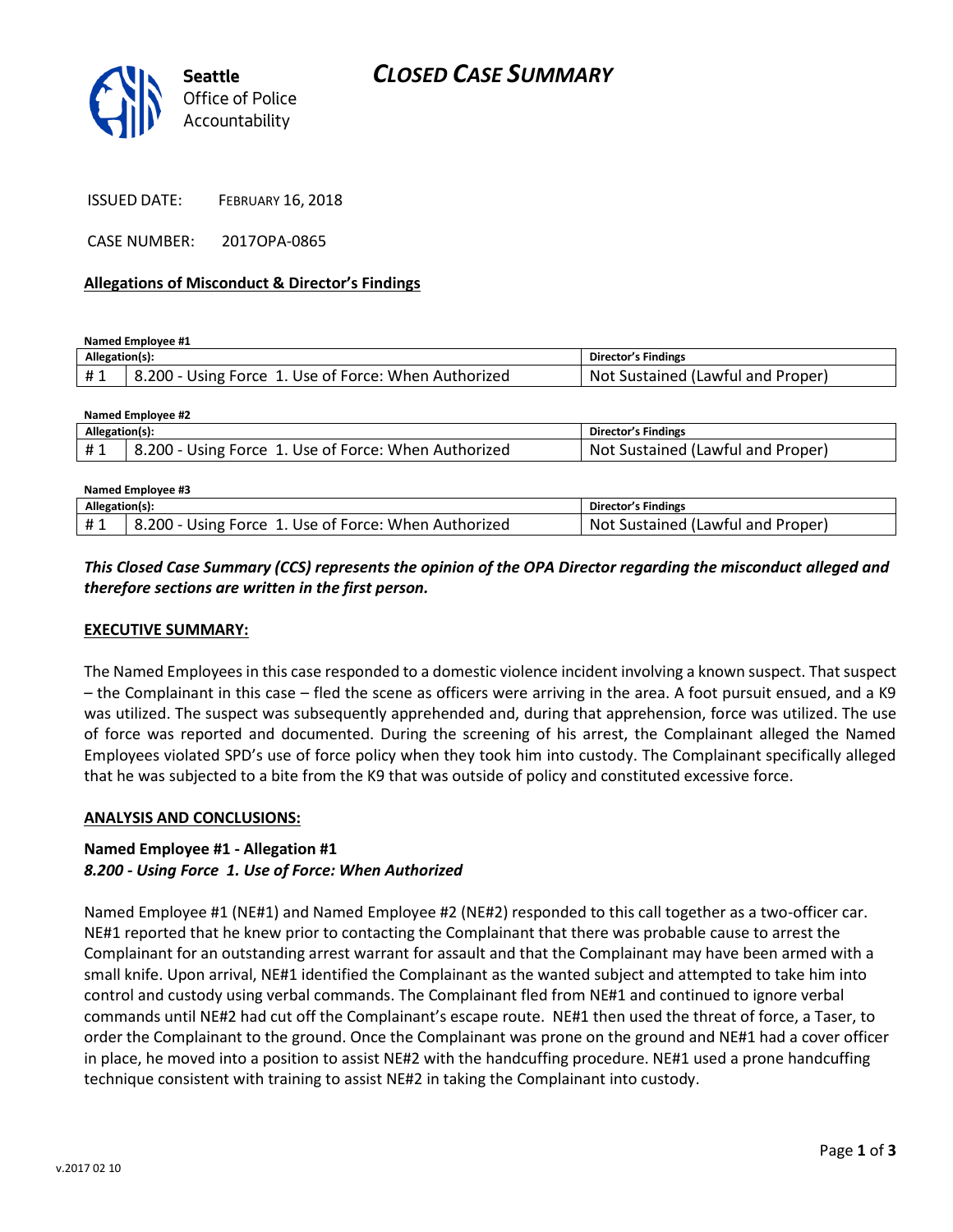Seattle Office of Police Accountability

# CLOSED CASE SUMMARY

ISSUED DATE: FEBRUARY 16, 2018

CASE NUMBER: 2017OPA-0865

**Allegations of Misconduct & Director's Findings**

**Named Employee #1**

| Allegation(s): | | Director's Findings |
|---|---|---|
| # 1 | 8.200 - Using Force 1. Use of Force: When Authorized | Not Sustained (Lawful and Proper) |

**Named Employee #2**

| Allegation(s): | | Director's Findings |
|---|---|---|
| # 1 | 8.200 - Using Force 1. Use of Force: When Authorized | Not Sustained (Lawful and Proper) |

**Named Employee #3**

| Allegation(s): | | Director's Findings |
|---|---|---|
| # 1 | 8.200 - Using Force 1. Use of Force: When Authorized | Not Sustained (Lawful and Proper) |

***This Closed Case Summary (CCS) represents the opinion of the OPA Director regarding the misconduct alleged and therefore sections are written in the first person.***

**EXECUTIVE SUMMARY:**

The Named Employees in this case responded to a domestic violence incident involving a known suspect. That suspect – the Complainant in this case – fled the scene as officers were arriving in the area. A foot pursuit ensued, and a K9 was utilized. The suspect was subsequently apprehended and, during that apprehension, force was utilized. The use of force was reported and documented. During the screening of his arrest, the Complainant alleged the Named Employees violated SPD's use of force policy when they took him into custody. The Complainant specifically alleged that he was subjected to a bite from the K9 that was outside of policy and constituted excessive force.

**ANALYSIS AND CONCLUSIONS:**

**Named Employee #1 - Allegation #1**
***8.200 - Using Force 1. Use of Force: When Authorized***

Named Employee #1 (NE#1) and Named Employee #2 (NE#2) responded to this call together as a two-officer car. NE#1 reported that he knew prior to contacting the Complainant that there was probable cause to arrest the Complainant for an outstanding arrest warrant for assault and that the Complainant may have been armed with a small knife. Upon arrival, NE#1 identified the Complainant as the wanted subject and attempted to take him into control and custody using verbal commands. The Complainant fled from NE#1 and continued to ignore verbal commands until NE#2 had cut off the Complainant's escape route. NE#1 then used the threat of force, a Taser, to order the Complainant to the ground. Once the Complainant was prone on the ground and NE#1 had a cover officer in place, he moved into a position to assist NE#2 with the handcuffing procedure. NE#1 used a prone handcuffing technique consistent with training to assist NE#2 in taking the Complainant into custody.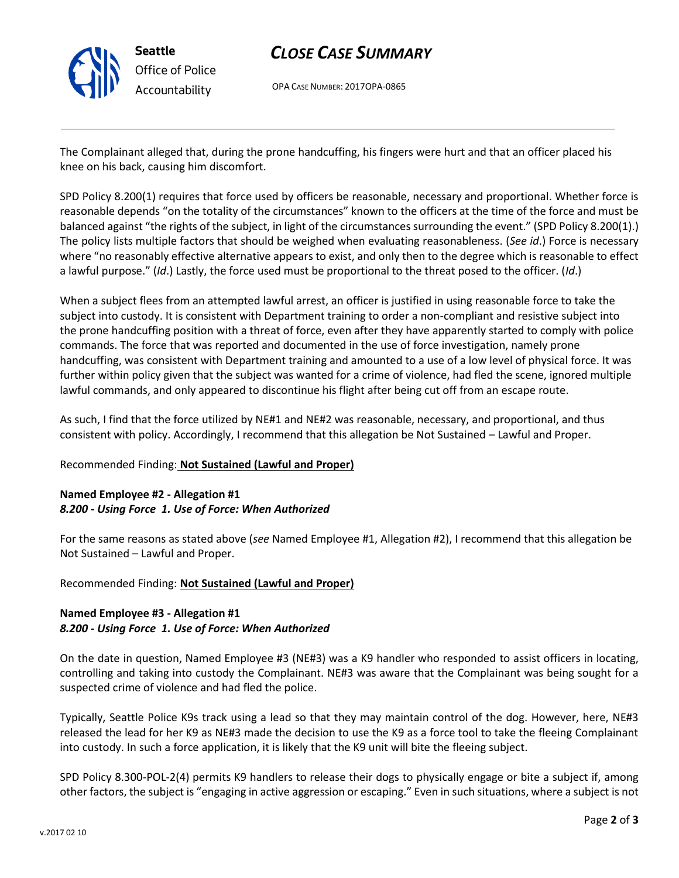The Complainant alleged that, during the prone handcuffing, his fingers were hurt and that an officer placed his knee on his back, causing him discomfort.

SPD Policy 8.200(1) requires that force used by officers be reasonable, necessary and proportional. Whether force is reasonable depends "on the totality of the circumstances" known to the officers at the time of the force and must be balanced against "the rights of the subject, in light of the circumstances surrounding the event." (SPD Policy 8.200(1).) The policy lists multiple factors that should be weighed when evaluating reasonableness. (*See id*.) Force is necessary where "no reasonably effective alternative appears to exist, and only then to the degree which is reasonable to effect a lawful purpose." (*Id*.) Lastly, the force used must be proportional to the threat posed to the officer. (*Id*.)

When a subject flees from an attempted lawful arrest, an officer is justified in using reasonable force to take the subject into custody. It is consistent with Department training to order a non-compliant and resistive subject into the prone handcuffing position with a threat of force, even after they have apparently started to comply with police commands. The force that was reported and documented in the use of force investigation, namely prone handcuffing, was consistent with Department training and amounted to a use of a low level of physical force. It was further within policy given that the subject was wanted for a crime of violence, had fled the scene, ignored multiple lawful commands, and only appeared to discontinue his flight after being cut off from an escape route.

As such, I find that the force utilized by NE#1 and NE#2 was reasonable, necessary, and proportional, and thus consistent with policy. Accordingly, I recommend that this allegation be Not Sustained – Lawful and Proper.

Recommended Finding: **Not Sustained (Lawful and Proper)**

**Named Employee #2 - Allegation #1**
***8.200 - Using Force 1. Use of Force: When Authorized***

For the same reasons as stated above (*see* Named Employee #1, Allegation #2), I recommend that this allegation be Not Sustained – Lawful and Proper.

Recommended Finding: **Not Sustained (Lawful and Proper)**

**Named Employee #3 - Allegation #1**
***8.200 - Using Force 1. Use of Force: When Authorized***

On the date in question, Named Employee #3 (NE#3) was a K9 handler who responded to assist officers in locating, controlling and taking into custody the Complainant. NE#3 was aware that the Complainant was being sought for a suspected crime of violence and had fled the police.

Typically, Seattle Police K9s track using a lead so that they may maintain control of the dog. However, here, NE#3 released the lead for her K9 as NE#3 made the decision to use the K9 as a force tool to take the fleeing Complainant into custody. In such a force application, it is likely that the K9 unit will bite the fleeing subject.

SPD Policy 8.300-POL-2(4) permits K9 handlers to release their dogs to physically engage or bite a subject if, among other factors, the subject is "engaging in active aggression or escaping." Even in such situations, where a subject is not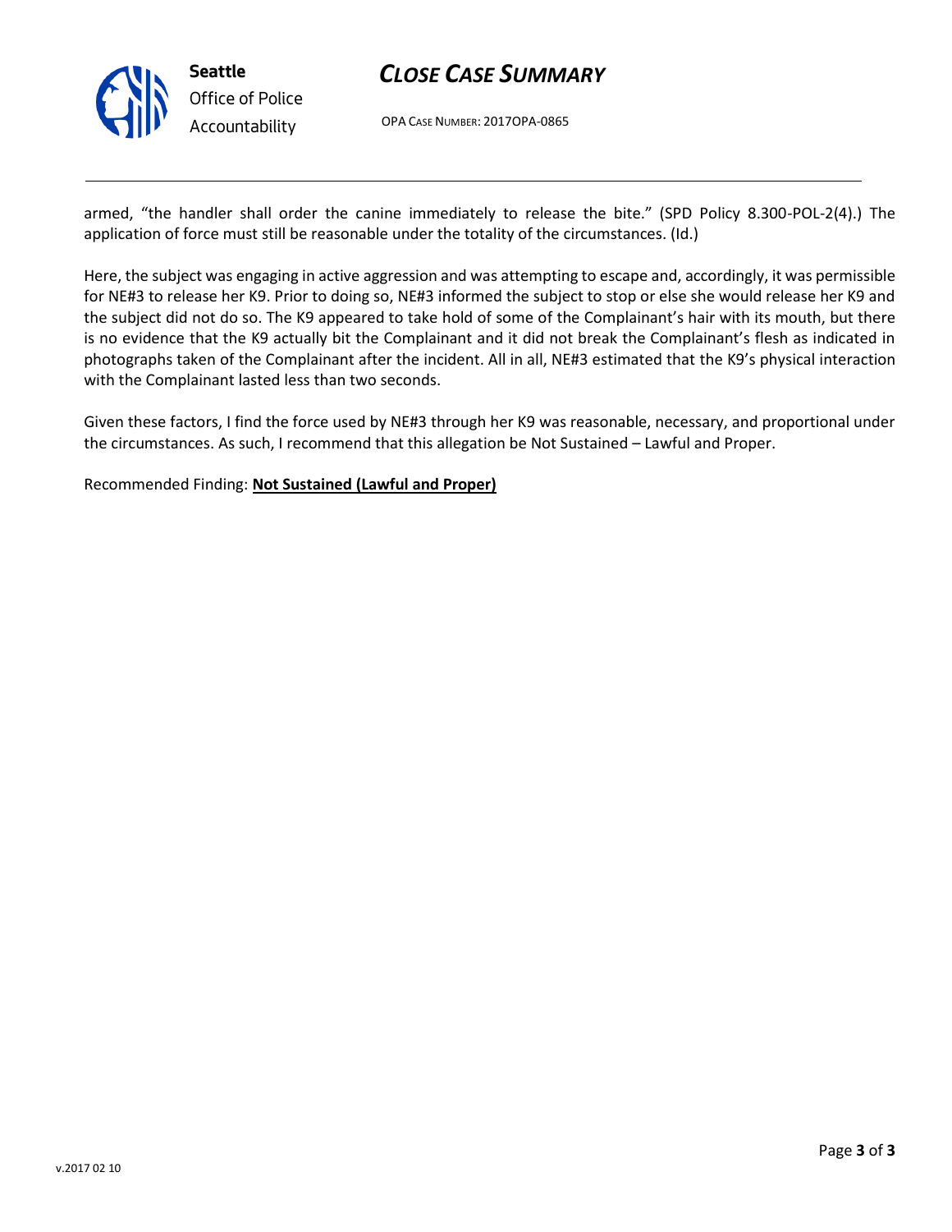armed, "the handler shall order the canine immediately to release the bite." (SPD Policy 8.300-POL-2(4).) The application of force must still be reasonable under the totality of the circumstances. (Id.)

Here, the subject was engaging in active aggression and was attempting to escape and, accordingly, it was permissible for NE#3 to release her K9. Prior to doing so, NE#3 informed the subject to stop or else she would release her K9 and the subject did not do so. The K9 appeared to take hold of some of the Complainant's hair with its mouth, but there is no evidence that the K9 actually bit the Complainant and it did not break the Complainant's flesh as indicated in photographs taken of the Complainant after the incident. All in all, NE#3 estimated that the K9's physical interaction with the Complainant lasted less than two seconds.

Given these factors, I find the force used by NE#3 through her K9 was reasonable, necessary, and proportional under the circumstances. As such, I recommend that this allegation be Not Sustained – Lawful and Proper.

Recommended Finding: **Not Sustained (Lawful and Proper)**